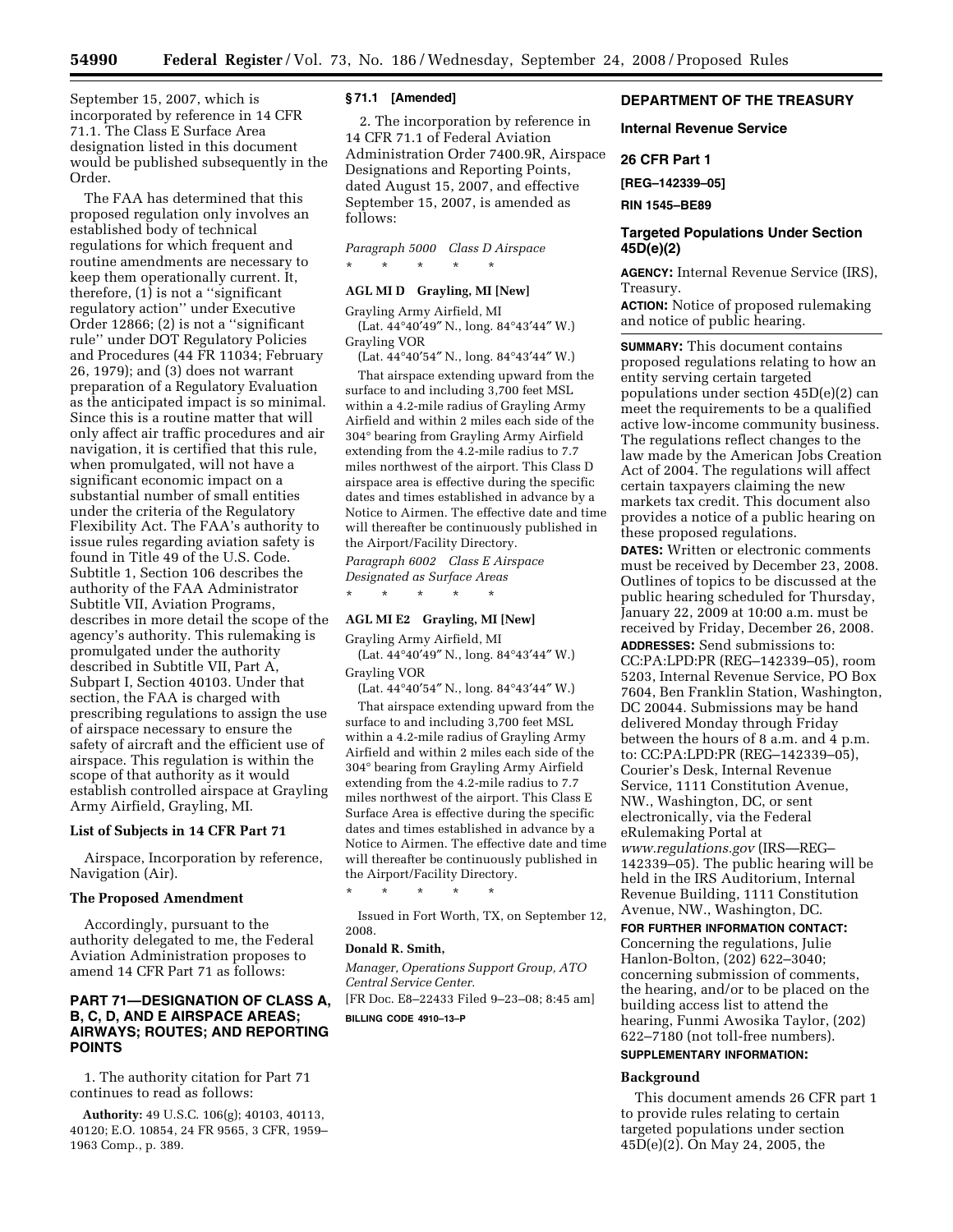September 15, 2007, which is incorporated by reference in 14 CFR 71.1. The Class E Surface Area designation listed in this document would be published subsequently in the Order.

The FAA has determined that this proposed regulation only involves an established body of technical regulations for which frequent and routine amendments are necessary to keep them operationally current. It, therefore, (1) is not a ''significant regulatory action'' under Executive Order 12866; (2) is not a ''significant rule'' under DOT Regulatory Policies and Procedures (44 FR 11034; February 26, 1979); and (3) does not warrant preparation of a Regulatory Evaluation as the anticipated impact is so minimal. Since this is a routine matter that will only affect air traffic procedures and air navigation, it is certified that this rule, when promulgated, will not have a significant economic impact on a substantial number of small entities under the criteria of the Regulatory Flexibility Act. The FAA's authority to issue rules regarding aviation safety is found in Title 49 of the U.S. Code. Subtitle 1, Section 106 describes the authority of the FAA Administrator Subtitle VII, Aviation Programs, describes in more detail the scope of the agency's authority. This rulemaking is promulgated under the authority described in Subtitle VII, Part A, Subpart I, Section 40103. Under that section, the FAA is charged with prescribing regulations to assign the use of airspace necessary to ensure the safety of aircraft and the efficient use of airspace. This regulation is within the scope of that authority as it would establish controlled airspace at Grayling Army Airfield, Grayling, MI.

### List of Subjects in 14 CFR Part 71

Airspace, Incorporation by reference, Navigation (Air).

### The Proposed Amendment

Accordingly, pursuant to the authority delegated to me, the Federal Aviation Administration proposes to amend 14 CFR Part 71 as follows:

## PART 71—DESIGNATION OF CLASS A, B, C, D, AND E AIRSPACE AREAS; AIRWAYS; ROUTES; AND REPORTING POINTS

1. The authority citation for Part 71 continues to read as follows:

**Authority:** 49 U.S.C. 106(g); 40103, 40113, 40120; E.O. 10854, 24 FR 9565, 3 CFR, 1959–1963 Comp., p. 389.

### § 71.1 [Amended]

2. The incorporation by reference in 14 CFR 71.1 of Federal Aviation Administration Order 7400.9R, Airspace Designations and Reporting Points, dated August 15, 2007, and effective September 15, 2007, is amended as follows:

*Paragraph 5000 Class D Airspace*

\* \* \* \* \*

**AGL MI D Grayling, MI [New]**

Grayling Army Airfield, MI
(Lat. 44°40′49″ N., long. 84°43′44″ W.)
Grayling VOR
(Lat. 44°40′54″ N., long. 84°43′44″ W.)

That airspace extending upward from the surface to and including 3,700 feet MSL within a 4.2-mile radius of Grayling Army Airfield and within 2 miles each side of the 304° bearing from Grayling Army Airfield extending from the 4.2-mile radius to 7.7 miles northwest of the airport. This Class D airspace area is effective during the specific dates and times established in advance by a Notice to Airmen. The effective date and time will thereafter be continuously published in the Airport/Facility Directory.

*Paragraph 6002 Class E Airspace Designated as Surface Areas*

\* \* \* \* \*

**AGL MI E2 Grayling, MI [New]**

Grayling Army Airfield, MI
(Lat. 44°40′49″ N., long. 84°43′44″ W.)
Grayling VOR
(Lat. 44°40′54″ N., long. 84°43′44″ W.)

That airspace extending upward from the surface to and including 3,700 feet MSL within a 4.2-mile radius of Grayling Army Airfield and within 2 miles each side of the 304° bearing from Grayling Army Airfield extending from the 4.2-mile radius to 7.7 miles northwest of the airport. This Class E Surface Area is effective during the specific dates and times established in advance by a Notice to Airmen. The effective date and time will thereafter be continuously published in the Airport/Facility Directory.

\* \* \* \* \*

Issued in Fort Worth, TX, on September 12, 2008.

**Donald R. Smith,**

*Manager, Operations Support Group, ATO Central Service Center.*

[FR Doc. E8–22433 Filed 9–23–08; 8:45 am]

**BILLING CODE 4910–13–P**

## DEPARTMENT OF THE TREASURY

### Internal Revenue Service

### 26 CFR Part 1

**[REG–142339–05]**

**RIN 1545–BE89**

### Targeted Populations Under Section 45D(e)(2)

**AGENCY:** Internal Revenue Service (IRS), Treasury.

**ACTION:** Notice of proposed rulemaking and notice of public hearing.

**SUMMARY:** This document contains proposed regulations relating to how an entity serving certain targeted populations under section 45D(e)(2) can meet the requirements to be a qualified active low-income community business. The regulations reflect changes to the law made by the American Jobs Creation Act of 2004. The regulations will affect certain taxpayers claiming the new markets tax credit. This document also provides a notice of a public hearing on these proposed regulations.

**DATES:** Written or electronic comments must be received by December 23, 2008. Outlines of topics to be discussed at the public hearing scheduled for Thursday, January 22, 2009 at 10:00 a.m. must be received by Friday, December 26, 2008.

**ADDRESSES:** Send submissions to: CC:PA:LPD:PR (REG–142339–05), room 5203, Internal Revenue Service, PO Box 7604, Ben Franklin Station, Washington, DC 20044. Submissions may be hand delivered Monday through Friday between the hours of 8 a.m. and 4 p.m. to: CC:PA:LPD:PR (REG–142339–05), Courier's Desk, Internal Revenue Service, 1111 Constitution Avenue, NW., Washington, DC, or sent electronically, via the Federal eRulemaking Portal at *www.regulations.gov* (IRS—REG–142339–05). The public hearing will be held in the IRS Auditorium, Internal Revenue Building, 1111 Constitution Avenue, NW., Washington, DC.

**FOR FURTHER INFORMATION CONTACT:** Concerning the regulations, Julie Hanlon-Bolton, (202) 622–3040; concerning submission of comments, the hearing, and/or to be placed on the building access list to attend the hearing, Funmi Awosika Taylor, (202) 622–7180 (not toll-free numbers).

**SUPPLEMENTARY INFORMATION:**

### Background

This document amends 26 CFR part 1 to provide rules relating to certain targeted populations under section 45D(e)(2). On May 24, 2005, the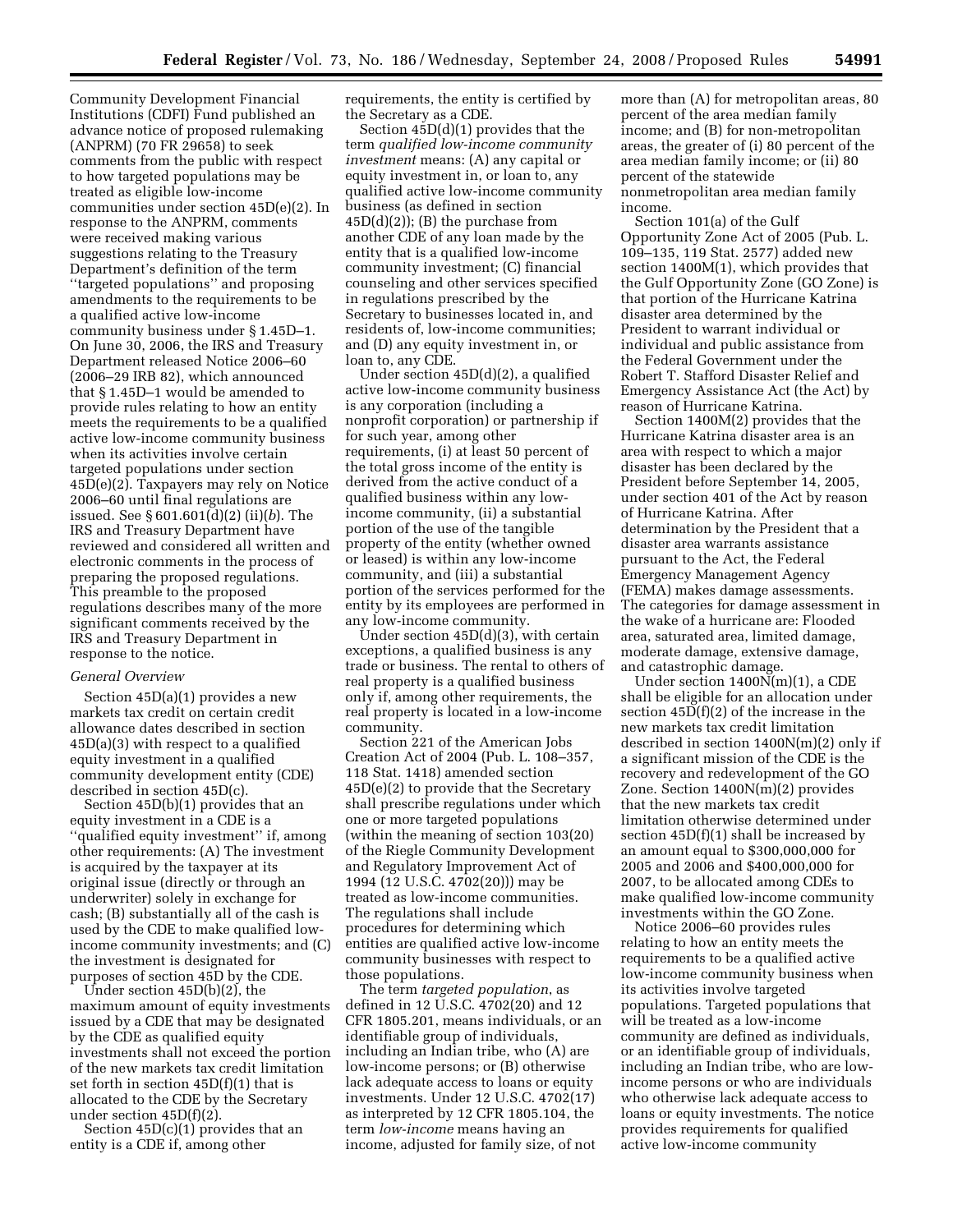Community Development Financial Institutions (CDFI) Fund published an advance notice of proposed rulemaking (ANPRM) (70 FR 29658) to seek comments from the public with respect to how targeted populations may be treated as eligible low-income communities under section 45D(e)(2). In response to the ANPRM, comments were received making various suggestions relating to the Treasury Department's definition of the term ''targeted populations'' and proposing amendments to the requirements to be a qualified active low-income community business under § 1.45D–1. On June 30, 2006, the IRS and Treasury Department released Notice 2006–60 (2006–29 IRB 82), which announced that § 1.45D–1 would be amended to provide rules relating to how an entity meets the requirements to be a qualified active low-income community business when its activities involve certain targeted populations under section 45D(e)(2). Taxpayers may rely on Notice 2006–60 until final regulations are issued. See § 601.601(d)(2) (ii)(*b*). The IRS and Treasury Department have reviewed and considered all written and electronic comments in the process of preparing the proposed regulations. This preamble to the proposed regulations describes many of the more significant comments received by the IRS and Treasury Department in response to the notice.

*General Overview*

Section 45D(a)(1) provides a new markets tax credit on certain credit allowance dates described in section 45D(a)(3) with respect to a qualified equity investment in a qualified community development entity (CDE) described in section 45D(c).

Section 45D(b)(1) provides that an equity investment in a CDE is a ''qualified equity investment'' if, among other requirements: (A) The investment is acquired by the taxpayer at its original issue (directly or through an underwriter) solely in exchange for cash; (B) substantially all of the cash is used by the CDE to make qualified low-income community investments; and (C) the investment is designated for purposes of section 45D by the CDE.

Under section 45D(b)(2), the maximum amount of equity investments issued by a CDE that may be designated by the CDE as qualified equity investments shall not exceed the portion of the new markets tax credit limitation set forth in section 45D(f)(1) that is allocated to the CDE by the Secretary under section 45D(f)(2).

Section 45D(c)(1) provides that an entity is a CDE if, among other requirements, the entity is certified by the Secretary as a CDE.

Section 45D(d)(1) provides that the term *qualified low-income community investment* means: (A) any capital or equity investment in, or loan to, any qualified active low-income community business (as defined in section 45D(d)(2)); (B) the purchase from another CDE of any loan made by the entity that is a qualified low-income community investment; (C) financial counseling and other services specified in regulations prescribed by the Secretary to businesses located in, and residents of, low-income communities; and (D) any equity investment in, or loan to, any CDE.

Under section 45D(d)(2), a qualified active low-income community business is any corporation (including a nonprofit corporation) or partnership if for such year, among other requirements, (i) at least 50 percent of the total gross income of the entity is derived from the active conduct of a qualified business within any low-income community, (ii) a substantial portion of the use of the tangible property of the entity (whether owned or leased) is within any low-income community, and (iii) a substantial portion of the services performed for the entity by its employees are performed in any low-income community.

Under section 45D(d)(3), with certain exceptions, a qualified business is any trade or business. The rental to others of real property is a qualified business only if, among other requirements, the real property is located in a low-income community.

Section 221 of the American Jobs Creation Act of 2004 (Pub. L. 108–357, 118 Stat. 1418) amended section 45D(e)(2) to provide that the Secretary shall prescribe regulations under which one or more targeted populations (within the meaning of section 103(20) of the Riegle Community Development and Regulatory Improvement Act of 1994 (12 U.S.C. 4702(20))) may be treated as low-income communities. The regulations shall include procedures for determining which entities are qualified active low-income community businesses with respect to those populations.

The term *targeted population*, as defined in 12 U.S.C. 4702(20) and 12 CFR 1805.201, means individuals, or an identifiable group of individuals, including an Indian tribe, who (A) are low-income persons; or (B) otherwise lack adequate access to loans or equity investments. Under 12 U.S.C. 4702(17) as interpreted by 12 CFR 1805.104, the term *low-income* means having an income, adjusted for family size, of not more than (A) for metropolitan areas, 80 percent of the area median family income; and (B) for non-metropolitan areas, the greater of (i) 80 percent of the area median family income; or (ii) 80 percent of the statewide nonmetropolitan area median family income.

Section 101(a) of the Gulf Opportunity Zone Act of 2005 (Pub. L. 109–135, 119 Stat. 2577) added new section 1400M(1), which provides that the Gulf Opportunity Zone (GO Zone) is that portion of the Hurricane Katrina disaster area determined by the President to warrant individual or individual and public assistance from the Federal Government under the Robert T. Stafford Disaster Relief and Emergency Assistance Act (the Act) by reason of Hurricane Katrina.

Section 1400M(2) provides that the Hurricane Katrina disaster area is an area with respect to which a major disaster has been declared by the President before September 14, 2005, under section 401 of the Act by reason of Hurricane Katrina. After determination by the President that a disaster area warrants assistance pursuant to the Act, the Federal Emergency Management Agency (FEMA) makes damage assessments. The categories for damage assessment in the wake of a hurricane are: Flooded area, saturated area, limited damage, moderate damage, extensive damage, and catastrophic damage.

Under section 1400N(m)(1), a CDE shall be eligible for an allocation under section 45D(f)(2) of the increase in the new markets tax credit limitation described in section 1400N(m)(2) only if a significant mission of the CDE is the recovery and redevelopment of the GO Zone. Section 1400N(m)(2) provides that the new markets tax credit limitation otherwise determined under section 45D(f)(1) shall be increased by an amount equal to $300,000,000 for 2005 and 2006 and $400,000,000 for 2007, to be allocated among CDEs to make qualified low-income community investments within the GO Zone.

Notice 2006–60 provides rules relating to how an entity meets the requirements to be a qualified active low-income community business when its activities involve targeted populations. Targeted populations that will be treated as a low-income community are defined as individuals, or an identifiable group of individuals, including an Indian tribe, who are low-income persons or who are individuals who otherwise lack adequate access to loans or equity investments. The notice provides requirements for qualified active low-income community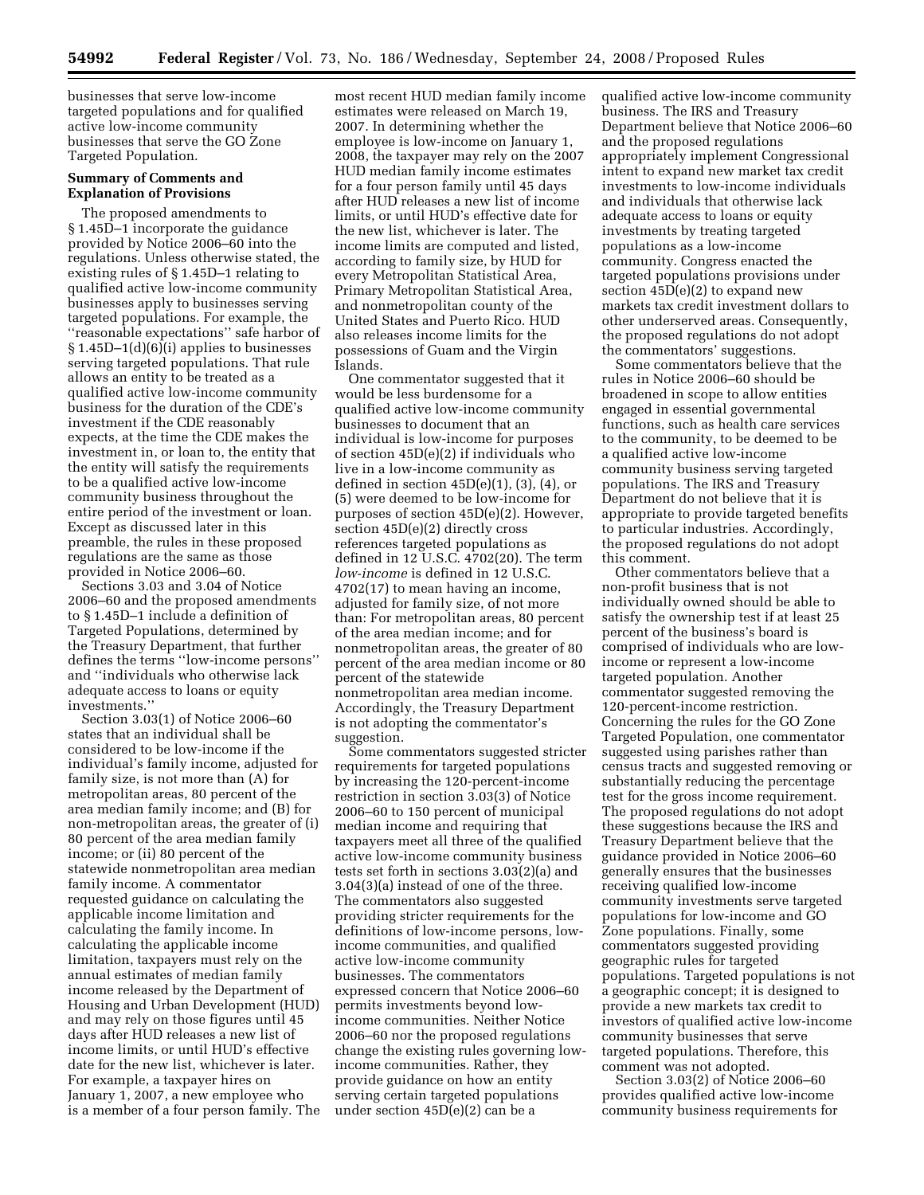businesses that serve low-income targeted populations and for qualified active low-income community businesses that serve the GO Zone Targeted Population.

**Summary of Comments and Explanation of Provisions**

The proposed amendments to § 1.45D–1 incorporate the guidance provided by Notice 2006–60 into the regulations. Unless otherwise stated, the existing rules of § 1.45D–1 relating to qualified active low-income community businesses apply to businesses serving targeted populations. For example, the ''reasonable expectations'' safe harbor of § 1.45D–1(d)(6)(i) applies to businesses serving targeted populations. That rule allows an entity to be treated as a qualified active low-income community business for the duration of the CDE's investment if the CDE reasonably expects, at the time the CDE makes the investment in, or loan to, the entity that the entity will satisfy the requirements to be a qualified active low-income community business throughout the entire period of the investment or loan. Except as discussed later in this preamble, the rules in these proposed regulations are the same as those provided in Notice 2006–60.

Sections 3.03 and 3.04 of Notice 2006–60 and the proposed amendments to § 1.45D–1 include a definition of Targeted Populations, determined by the Treasury Department, that further defines the terms ''low-income persons'' and ''individuals who otherwise lack adequate access to loans or equity investments.''

Section 3.03(1) of Notice 2006–60 states that an individual shall be considered to be low-income if the individual's family income, adjusted for family size, is not more than (A) for metropolitan areas, 80 percent of the area median family income; and (B) for non-metropolitan areas, the greater of (i) 80 percent of the area median family income; or (ii) 80 percent of the statewide nonmetropolitan area median family income. A commentator requested guidance on calculating the applicable income limitation and calculating the family income. In calculating the applicable income limitation, taxpayers must rely on the annual estimates of median family income released by the Department of Housing and Urban Development (HUD) and may rely on those figures until 45 days after HUD releases a new list of income limits, or until HUD's effective date for the new list, whichever is later. For example, a taxpayer hires on January 1, 2007, a new employee who is a member of a four person family. The most recent HUD median family income estimates were released on March 19, 2007. In determining whether the employee is low-income on January 1, 2008, the taxpayer may rely on the 2007 HUD median family income estimates for a four person family until 45 days after HUD releases a new list of income limits, or until HUD's effective date for the new list, whichever is later. The income limits are computed and listed, according to family size, by HUD for every Metropolitan Statistical Area, Primary Metropolitan Statistical Area, and nonmetropolitan county of the United States and Puerto Rico. HUD also releases income limits for the possessions of Guam and the Virgin Islands.

One commentator suggested that it would be less burdensome for a qualified active low-income community businesses to document that an individual is low-income for purposes of section 45D(e)(2) if individuals who live in a low-income community as defined in section 45D(e)(1), (3), (4), or (5) were deemed to be low-income for purposes of section 45D(e)(2). However, section 45D(e)(2) directly cross references targeted populations as defined in 12 U.S.C. 4702(20). The term *low-income* is defined in 12 U.S.C. 4702(17) to mean having an income, adjusted for family size, of not more than: For metropolitan areas, 80 percent of the area median income; and for nonmetropolitan areas, the greater of 80 percent of the area median income or 80 percent of the statewide nonmetropolitan area median income. Accordingly, the Treasury Department is not adopting the commentator's suggestion.

Some commentators suggested stricter requirements for targeted populations by increasing the 120-percent-income restriction in section 3.03(3) of Notice 2006–60 to 150 percent of municipal median income and requiring that taxpayers meet all three of the qualified active low-income community business tests set forth in sections 3.03(2)(a) and 3.04(3)(a) instead of one of the three. The commentators also suggested providing stricter requirements for the definitions of low-income persons, low-income communities, and qualified active low-income community businesses. The commentators expressed concern that Notice 2006–60 permits investments beyond low-income communities. Neither Notice 2006–60 nor the proposed regulations change the existing rules governing low-income communities. Rather, they provide guidance on how an entity serving certain targeted populations under section 45D(e)(2) can be a qualified active low-income community business. The IRS and Treasury Department believe that Notice 2006–60 and the proposed regulations appropriately implement Congressional intent to expand new market tax credit investments to low-income individuals and individuals that otherwise lack adequate access to loans or equity investments by treating targeted populations as a low-income community. Congress enacted the targeted populations provisions under section 45D(e)(2) to expand new markets tax credit investment dollars to other underserved areas. Consequently, the proposed regulations do not adopt the commentators' suggestions.

Some commentators believe that the rules in Notice 2006–60 should be broadened in scope to allow entities engaged in essential governmental functions, such as health care services to the community, to be deemed to be a qualified active low-income community business serving targeted populations. The IRS and Treasury Department do not believe that it is appropriate to provide targeted benefits to particular industries. Accordingly, the proposed regulations do not adopt this comment.

Other commentators believe that a non-profit business that is not individually owned should be able to satisfy the ownership test if at least 25 percent of the business's board is comprised of individuals who are low-income or represent a low-income targeted population. Another commentator suggested removing the 120-percent-income restriction. Concerning the rules for the GO Zone Targeted Population, one commentator suggested using parishes rather than census tracts and suggested removing or substantially reducing the percentage test for the gross income requirement. The proposed regulations do not adopt these suggestions because the IRS and Treasury Department believe that the guidance provided in Notice 2006–60 generally ensures that the businesses receiving qualified low-income community investments serve targeted populations for low-income and GO Zone populations. Finally, some commentators suggested providing geographic rules for targeted populations. Targeted populations is not a geographic concept; it is designed to provide a new markets tax credit to investors of qualified active low-income community businesses that serve targeted populations. Therefore, this comment was not adopted.

Section 3.03(2) of Notice 2006–60 provides qualified active low-income community business requirements for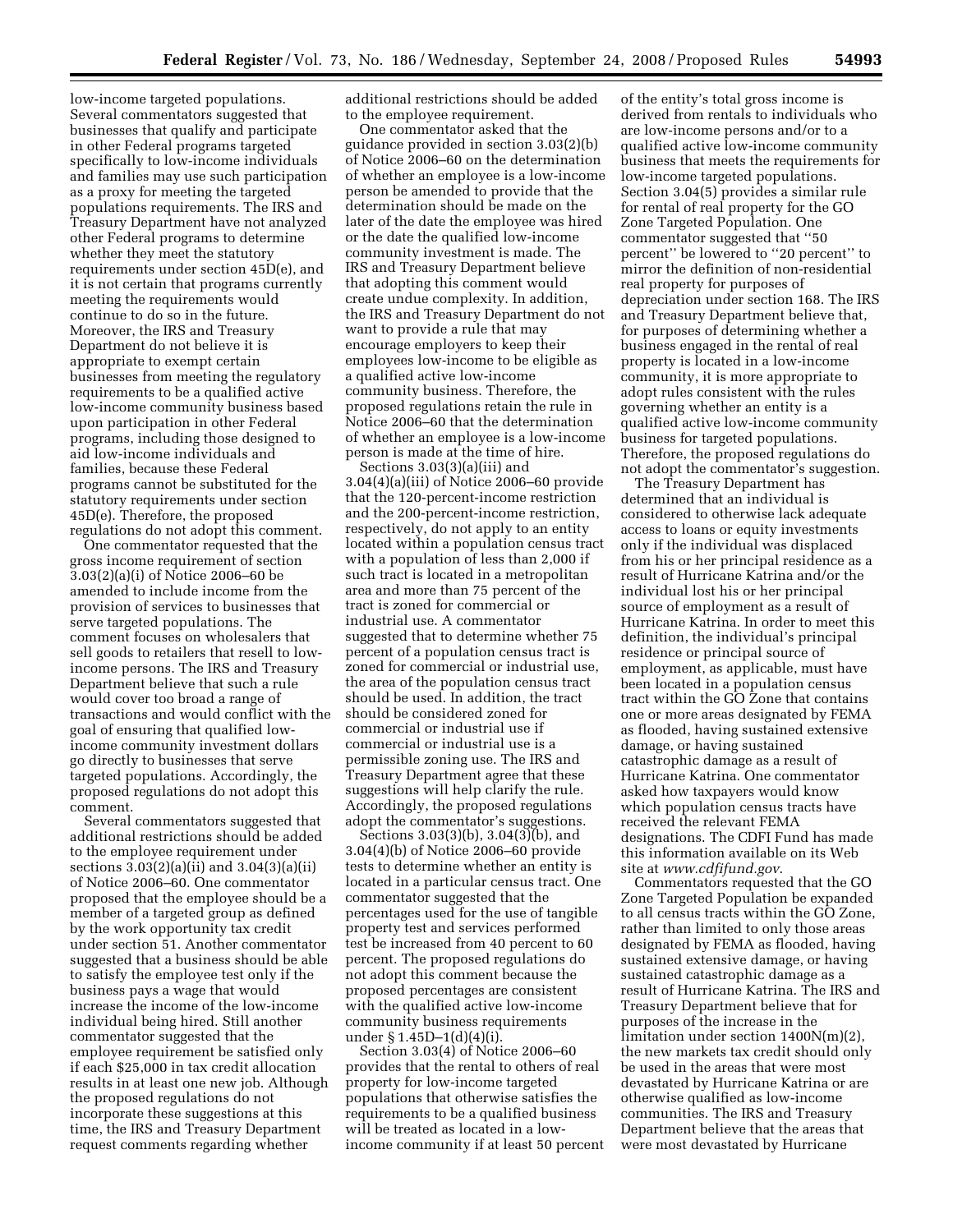low-income targeted populations. Several commentators suggested that businesses that qualify and participate in other Federal programs targeted specifically to low-income individuals and families may use such participation as a proxy for meeting the targeted populations requirements. The IRS and Treasury Department have not analyzed other Federal programs to determine whether they meet the statutory requirements under section 45D(e), and it is not certain that programs currently meeting the requirements would continue to do so in the future. Moreover, the IRS and Treasury Department do not believe it is appropriate to exempt certain businesses from meeting the regulatory requirements to be a qualified active low-income community business based upon participation in other Federal programs, including those designed to aid low-income individuals and families, because these Federal programs cannot be substituted for the statutory requirements under section 45D(e). Therefore, the proposed regulations do not adopt this comment.

One commentator requested that the gross income requirement of section 3.03(2)(a)(i) of Notice 2006–60 be amended to include income from the provision of services to businesses that serve targeted populations. The comment focuses on wholesalers that sell goods to retailers that resell to low-income persons. The IRS and Treasury Department believe that such a rule would cover too broad a range of transactions and would conflict with the goal of ensuring that qualified low-income community investment dollars go directly to businesses that serve targeted populations. Accordingly, the proposed regulations do not adopt this comment.

Several commentators suggested that additional restrictions should be added to the employee requirement under sections 3.03(2)(a)(ii) and 3.04(3)(a)(ii) of Notice 2006–60. One commentator proposed that the employee should be a member of a targeted group as defined by the work opportunity tax credit under section 51. Another commentator suggested that a business should be able to satisfy the employee test only if the business pays a wage that would increase the income of the low-income individual being hired. Still another commentator suggested that the employee requirement be satisfied only if each $25,000 in tax credit allocation results in at least one new job. Although the proposed regulations do not incorporate these suggestions at this time, the IRS and Treasury Department request comments regarding whether additional restrictions should be added to the employee requirement.

One commentator asked that the guidance provided in section 3.03(2)(b) of Notice 2006–60 on the determination of whether an employee is a low-income person be amended to provide that the determination should be made on the later of the date the employee was hired or the date the qualified low-income community investment is made. The IRS and Treasury Department believe that adopting this comment would create undue complexity. In addition, the IRS and Treasury Department do not want to provide a rule that may encourage employers to keep their employees low-income to be eligible as a qualified active low-income community business. Therefore, the proposed regulations retain the rule in Notice 2006–60 that the determination of whether an employee is a low-income person is made at the time of hire.

Sections 3.03(3)(a)(iii) and 3.04(4)(a)(iii) of Notice 2006–60 provide that the 120-percent-income restriction and the 200-percent-income restriction, respectively, do not apply to an entity located within a population census tract with a population of less than 2,000 if such tract is located in a metropolitan area and more than 75 percent of the tract is zoned for commercial or industrial use. A commentator suggested that to determine whether 75 percent of a population census tract is zoned for commercial or industrial use, the area of the population census tract should be used. In addition, the tract should be considered zoned for commercial or industrial use if commercial or industrial use is a permissible zoning use. The IRS and Treasury Department agree that these suggestions will help clarify the rule. Accordingly, the proposed regulations adopt the commentator's suggestions.

Sections 3.03(3)(b), 3.04(3)(b), and 3.04(4)(b) of Notice 2006–60 provide tests to determine whether an entity is located in a particular census tract. One commentator suggested that the percentages used for the use of tangible property test and services performed test be increased from 40 percent to 60 percent. The proposed regulations do not adopt this comment because the proposed percentages are consistent with the qualified active low-income community business requirements under § 1.45D–1(d)(4)(i).

Section 3.03(4) of Notice 2006–60 provides that the rental to others of real property for low-income targeted populations that otherwise satisfies the requirements to be a qualified business will be treated as located in a low-income community if at least 50 percent of the entity's total gross income is derived from rentals to individuals who are low-income persons and/or to a qualified active low-income community business that meets the requirements for low-income targeted populations. Section 3.04(5) provides a similar rule for rental of real property for the GO Zone Targeted Population. One commentator suggested that "50 percent" be lowered to "20 percent" to mirror the definition of non-residential real property for purposes of depreciation under section 168. The IRS and Treasury Department believe that, for purposes of determining whether a business engaged in the rental of real property is located in a low-income community, it is more appropriate to adopt rules consistent with the rules governing whether an entity is a qualified active low-income community business for targeted populations. Therefore, the proposed regulations do not adopt the commentator's suggestion.

The Treasury Department has determined that an individual is considered to otherwise lack adequate access to loans or equity investments only if the individual was displaced from his or her principal residence as a result of Hurricane Katrina and/or the individual lost his or her principal source of employment as a result of Hurricane Katrina. In order to meet this definition, the individual's principal residence or principal source of employment, as applicable, must have been located in a population census tract within the GO Zone that contains one or more areas designated by FEMA as flooded, having sustained extensive damage, or having sustained catastrophic damage as a result of Hurricane Katrina. One commentator asked how taxpayers would know which population census tracts have received the relevant FEMA designations. The CDFI Fund has made this information available on its Web site at *www.cdfifund.gov*.

Commentators requested that the GO Zone Targeted Population be expanded to all census tracts within the GO Zone, rather than limited to only those areas designated by FEMA as flooded, having sustained extensive damage, or having sustained catastrophic damage as a result of Hurricane Katrina. The IRS and Treasury Department believe that for purposes of the increase in the limitation under section 1400N(m)(2), the new markets tax credit should only be used in the areas that were most devastated by Hurricane Katrina or are otherwise qualified as low-income communities. The IRS and Treasury Department believe that the areas that were most devastated by Hurricane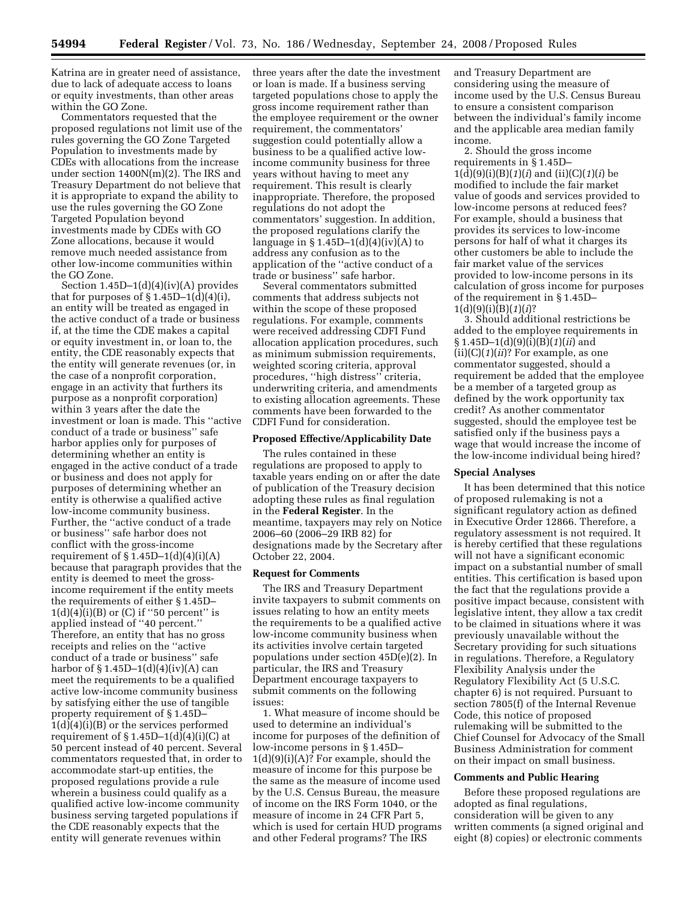Katrina are in greater need of assistance, due to lack of adequate access to loans or equity investments, than other areas within the GO Zone.

Commentators requested that the proposed regulations not limit use of the rules governing the GO Zone Targeted Population to investments made by CDEs with allocations from the increase under section 1400N(m)(2). The IRS and Treasury Department do not believe that it is appropriate to expand the ability to use the rules governing the GO Zone Targeted Population beyond investments made by CDEs with GO Zone allocations, because it would remove much needed assistance from other low-income communities within the GO Zone.

Section 1.45D–1(d)(4)(iv)(A) provides that for purposes of § 1.45D–1(d)(4)(i), an entity will be treated as engaged in the active conduct of a trade or business if, at the time the CDE makes a capital or equity investment in, or loan to, the entity, the CDE reasonably expects that the entity will generate revenues (or, in the case of a nonprofit corporation, engage in an activity that furthers its purpose as a nonprofit corporation) within 3 years after the date the investment or loan is made. This ''active conduct of a trade or business'' safe harbor applies only for purposes of determining whether an entity is engaged in the active conduct of a trade or business and does not apply for purposes of determining whether an entity is otherwise a qualified active low-income community business. Further, the ''active conduct of a trade or business'' safe harbor does not conflict with the gross-income requirement of § 1.45D–1(d)(4)(i)(A) because that paragraph provides that the entity is deemed to meet the gross-income requirement if the entity meets the requirements of either § 1.45D–1(d)(4)(i)(B) or (C) if ''50 percent'' is applied instead of ''40 percent.'' Therefore, an entity that has no gross receipts and relies on the ''active conduct of a trade or business'' safe harbor of § 1.45D–1(d)(4)(iv)(A) can meet the requirements to be a qualified active low-income community business by satisfying either the use of tangible property requirement of § 1.45D–1(d)(4)(i)(B) or the services performed requirement of § 1.45D–1(d)(4)(i)(C) at 50 percent instead of 40 percent. Several commentators requested that, in order to accommodate start-up entities, the proposed regulations provide a rule wherein a business could qualify as a qualified active low-income community business serving targeted populations if the CDE reasonably expects that the entity will generate revenues within three years after the date the investment or loan is made. If a business serving targeted populations chose to apply the gross income requirement rather than the employee requirement or the owner requirement, the commentators' suggestion could potentially allow a business to be a qualified active low-income community business for three years without having to meet any requirement. This result is clearly inappropriate. Therefore, the proposed regulations do not adopt the commentators' suggestion. In addition, the proposed regulations clarify the language in § 1.45D–1(d)(4)(iv)(A) to address any confusion as to the application of the ''active conduct of a trade or business'' safe harbor.

Several commentators submitted comments that address subjects not within the scope of these proposed regulations. For example, comments were received addressing CDFI Fund allocation application procedures, such as minimum submission requirements, weighted scoring criteria, approval procedures, ''high distress'' criteria, underwriting criteria, and amendments to existing allocation agreements. These comments have been forwarded to the CDFI Fund for consideration.

## Proposed Effective/Applicability Date

The rules contained in these regulations are proposed to apply to taxable years ending on or after the date of publication of the Treasury decision adopting these rules as final regulation in the **Federal Register**. In the meantime, taxpayers may rely on Notice 2006–60 (2006–29 IRB 82) for designations made by the Secretary after October 22, 2004.

## Request for Comments

The IRS and Treasury Department invite taxpayers to submit comments on issues relating to how an entity meets the requirements to be a qualified active low-income community business when its activities involve certain targeted populations under section 45D(e)(2). In particular, the IRS and Treasury Department encourage taxpayers to submit comments on the following issues:

1. What measure of income should be used to determine an individual's income for purposes of the definition of low-income persons in § 1.45D–1(d)(9)(i)(A)? For example, should the measure of income for this purpose be the same as the measure of income used by the U.S. Census Bureau, the measure of income on the IRS Form 1040, or the measure of income in 24 CFR Part 5, which is used for certain HUD programs and other Federal programs? The IRS and Treasury Department are considering using the measure of income used by the U.S. Census Bureau to ensure a consistent comparison between the individual's family income and the applicable area median family income.

2. Should the gross income requirements in § 1.45D–1(d)(9)(i)(B)(*1*)(*i*) and (ii)(C)(*1*)(*i*) be modified to include the fair market value of goods and services provided to low-income persons at reduced fees? For example, should a business that provides its services to low-income persons for half of what it charges its other customers be able to include the fair market value of the services provided to low-income persons in its calculation of gross income for purposes of the requirement in § 1.45D–1(d)(9)(i)(B)(*1*)(*i*)?

3. Should additional restrictions be added to the employee requirements in § 1.45D–1(d)(9)(i)(B)(*1*)(*ii*) and (ii)(C)(*1*)(*ii*)? For example, as one commentator suggested, should a requirement be added that the employee be a member of a targeted group as defined by the work opportunity tax credit? As another commentator suggested, should the employee test be satisfied only if the business pays a wage that would increase the income of the low-income individual being hired?

## Special Analyses

It has been determined that this notice of proposed rulemaking is not a significant regulatory action as defined in Executive Order 12866. Therefore, a regulatory assessment is not required. It is hereby certified that these regulations will not have a significant economic impact on a substantial number of small entities. This certification is based upon the fact that the regulations provide a positive impact because, consistent with legislative intent, they allow a tax credit to be claimed in situations where it was previously unavailable without the Secretary providing for such situations in regulations. Therefore, a Regulatory Flexibility Analysis under the Regulatory Flexibility Act (5 U.S.C. chapter 6) is not required. Pursuant to section 7805(f) of the Internal Revenue Code, this notice of proposed rulemaking will be submitted to the Chief Counsel for Advocacy of the Small Business Administration for comment on their impact on small business.

## Comments and Public Hearing

Before these proposed regulations are adopted as final regulations, consideration will be given to any written comments (a signed original and eight (8) copies) or electronic comments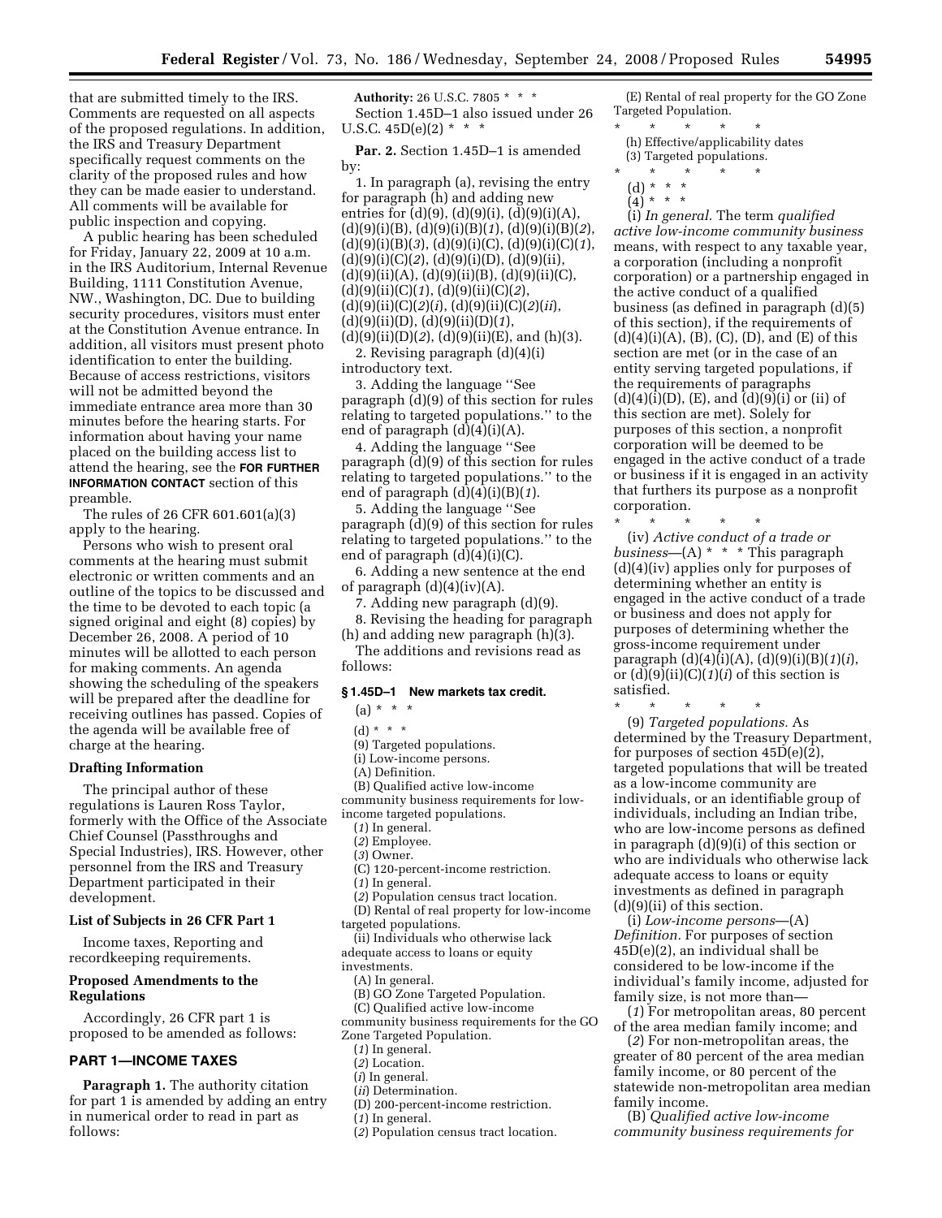that are submitted timely to the IRS. Comments are requested on all aspects of the proposed regulations. In addition, the IRS and Treasury Department specifically request comments on the clarity of the proposed rules and how they can be made easier to understand. All comments will be available for public inspection and copying.

A public hearing has been scheduled for Friday, January 22, 2009 at 10 a.m. in the IRS Auditorium, Internal Revenue Building, 1111 Constitution Avenue, NW., Washington, DC. Due to building security procedures, visitors must enter at the Constitution Avenue entrance. In addition, all visitors must present photo identification to enter the building. Because of access restrictions, visitors will not be admitted beyond the immediate entrance area more than 30 minutes before the hearing starts. For information about having your name placed on the building access list to attend the hearing, see the **FOR FURTHER INFORMATION CONTACT** section of this preamble.

The rules of 26 CFR 601.601(a)(3) apply to the hearing.

Persons who wish to present oral comments at the hearing must submit electronic or written comments and an outline of the topics to be discussed and the time to be devoted to each topic (a signed original and eight (8) copies) by December 26, 2008. A period of 10 minutes will be allotted to each person for making comments. An agenda showing the scheduling of the speakers will be prepared after the deadline for receiving outlines has passed. Copies of the agenda will be available free of charge at the hearing.

### Drafting Information

The principal author of these regulations is Lauren Ross Taylor, formerly with the Office of the Associate Chief Counsel (Passthroughs and Special Industries), IRS. However, other personnel from the IRS and Treasury Department participated in their development.

### List of Subjects in 26 CFR Part 1

Income taxes, Reporting and recordkeeping requirements.

### Proposed Amendments to the Regulations

Accordingly, 26 CFR part 1 is proposed to be amended as follows:

## PART 1—INCOME TAXES

**Paragraph 1.** The authority citation for part 1 is amended by adding an entry in numerical order to read in part as follows:

**Authority:** 26 U.S.C. 7805 * * *

Section 1.45D–1 also issued under 26 U.S.C. 45D(e)(2) * * *

**Par. 2.** Section 1.45D–1 is amended by:

1. In paragraph (a), revising the entry for paragraph (h) and adding new entries for (d)(9), (d)(9)(i), (d)(9)(i)(A), (d)(9)(i)(B), (d)(9)(i)(B)(*1*), (d)(9)(i)(B)(*2*), (d)(9)(i)(B)(*3*), (d)(9)(i)(C), (d)(9)(i)(C)(*1*), (d)(9)(i)(C)(*2*), (d)(9)(i)(D), (d)(9)(ii), (d)(9)(ii)(A), (d)(9)(ii)(B), (d)(9)(ii)(C), (d)(9)(ii)(C)(*1*), (d)(9)(ii)(C)(*2*), (d)(9)(ii)(C)(*2*)(*i*), (d)(9)(ii)(C)(*2*)(*ii*), (d)(9)(ii)(D), (d)(9)(ii)(D)(*1*), (d)(9)(ii)(D)(*2*), (d)(9)(ii)(E), and (h)(3).

2. Revising paragraph (d)(4)(i) introductory text.

3. Adding the language ''See paragraph (d)(9) of this section for rules relating to targeted populations.'' to the end of paragraph (d)(4)(i)(A).

4. Adding the language ''See paragraph (d)(9) of this section for rules relating to targeted populations.'' to the end of paragraph (d)(4)(i)(B)(*1*).

5. Adding the language ''See paragraph (d)(9) of this section for rules relating to targeted populations.'' to the end of paragraph (d)(4)(i)(C).

6. Adding a new sentence at the end of paragraph (d)(4)(iv)(A).

7. Adding new paragraph (d)(9).

8. Revising the heading for paragraph (h) and adding new paragraph (h)(3).

The additions and revisions read as follows:

### § 1.45D–1 New markets tax credit.

(a) * * *

(d) * * *

(9) Targeted populations.

(i) Low-income persons.

(A) Definition.

(B) Qualified active low-income community business requirements for low-income targeted populations.

(*1*) In general.

(*2*) Employee.

(*3*) Owner.

(C) 120-percent-income restriction.

(*1*) In general.

(*2*) Population census tract location.

(D) Rental of real property for low-income targeted populations.

(ii) Individuals who otherwise lack adequate access to loans or equity investments.

(A) In general.

(B) GO Zone Targeted Population.

(C) Qualified active low-income community business requirements for the GO Zone Targeted Population.

(*1*) In general.

(*2*) Location.

(*i*) In general.

(*ii*) Determination.

(D) 200-percent-income restriction.

(*1*) In general.

(*2*) Population census tract location.

(E) Rental of real property for the GO Zone Targeted Population.

\* \* \* \* \*

(h) Effective/applicability dates

(3) Targeted populations.

\* \* \* \* \*

(d) * * *

(4) * * *

(i) *In general.* The term *qualified active low-income community business* means, with respect to any taxable year, a corporation (including a nonprofit corporation) or a partnership engaged in the active conduct of a qualified business (as defined in paragraph (d)(5) of this section), if the requirements of (d)(4)(i)(A), (B), (C), (D), and (E) of this section are met (or in the case of an entity serving targeted populations, if the requirements of paragraphs (d)(4)(i)(D), (E), and (d)(9)(i) or (ii) of this section are met). Solely for purposes of this section, a nonprofit corporation will be deemed to be engaged in the active conduct of a trade or business if it is engaged in an activity that furthers its purpose as a nonprofit corporation.

\* \* \* \* \*

(iv) *Active conduct of a trade or business*—(A) * * * This paragraph (d)(4)(iv) applies only for purposes of determining whether an entity is engaged in the active conduct of a trade or business and does not apply for purposes of determining whether the gross-income requirement under paragraph (d)(4)(i)(A), (d)(9)(i)(B)(*1*)(*i*), or (d)(9)(ii)(C)(*1*)(*i*) of this section is satisfied.

\* \* \* \* \*

(9) *Targeted populations.* As determined by the Treasury Department, for purposes of section 45D(e)(2), targeted populations that will be treated as a low-income community are individuals, or an identifiable group of individuals, including an Indian tribe, who are low-income persons as defined in paragraph (d)(9)(i) of this section or who are individuals who otherwise lack adequate access to loans or equity investments as defined in paragraph (d)(9)(ii) of this section.

(i) *Low-income persons*—(A) *Definition.* For purposes of section 45D(e)(2), an individual shall be considered to be low-income if the individual's family income, adjusted for family size, is not more than—

(*1*) For metropolitan areas, 80 percent of the area median family income; and

(*2*) For non-metropolitan areas, the greater of 80 percent of the area median family income, or 80 percent of the statewide non-metropolitan area median family income.

(B) *Qualified active low-income community business requirements for*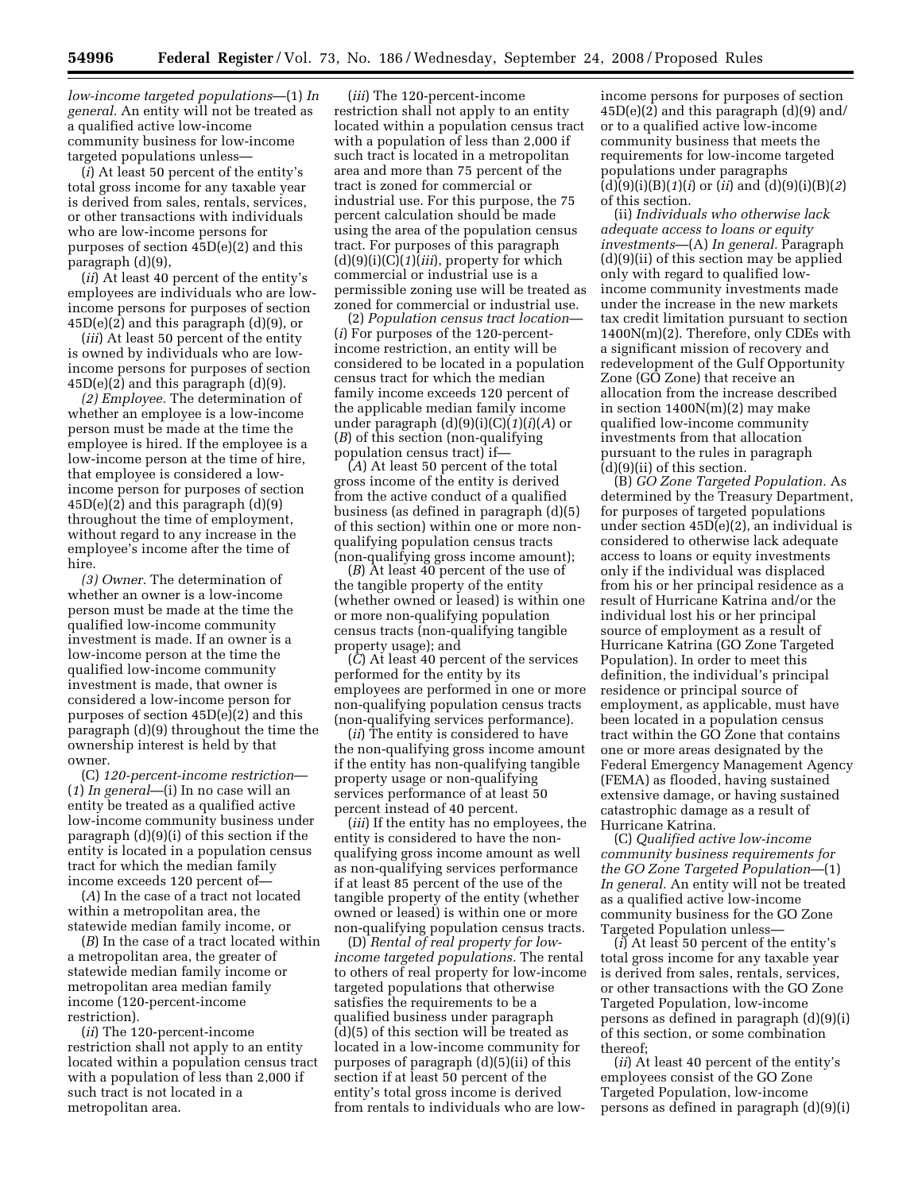*low-income targeted populations*—(1) *In general.* An entity will not be treated as a qualified active low-income community business for low-income targeted populations unless—

(*i*) At least 50 percent of the entity's total gross income for any taxable year is derived from sales, rentals, services, or other transactions with individuals who are low-income persons for purposes of section 45D(e)(2) and this paragraph (d)(9),

(*ii*) At least 40 percent of the entity's employees are individuals who are low-income persons for purposes of section 45D(e)(2) and this paragraph (d)(9), or

(*iii*) At least 50 percent of the entity is owned by individuals who are low-income persons for purposes of section 45D(e)(2) and this paragraph (d)(9).

*(2) Employee.* The determination of whether an employee is a low-income person must be made at the time the employee is hired. If the employee is a low-income person at the time of hire, that employee is considered a low-income person for purposes of section 45D(e)(2) and this paragraph (d)(9) throughout the time of employment, without regard to any increase in the employee's income after the time of hire.

*(3) Owner.* The determination of whether an owner is a low-income person must be made at the time the qualified low-income community investment is made. If an owner is a low-income person at the time the qualified low-income community investment is made, that owner is considered a low-income person for purposes of section 45D(e)(2) and this paragraph (d)(9) throughout the time the ownership interest is held by that owner.

(C) *120-percent-income restriction*—(*1*) *In general*—(i) In no case will an entity be treated as a qualified active low-income community business under paragraph (d)(9)(i) of this section if the entity is located in a population census tract for which the median family income exceeds 120 percent of—

(*A*) In the case of a tract not located within a metropolitan area, the statewide median family income, or

(*B*) In the case of a tract located within a metropolitan area, the greater of statewide median family income or metropolitan area median family income (120-percent-income restriction).

(*ii*) The 120-percent-income restriction shall not apply to an entity located within a population census tract with a population of less than 2,000 if such tract is not located in a metropolitan area.

(*iii*) The 120-percent-income restriction shall not apply to an entity located within a population census tract with a population of less than 2,000 if such tract is located in a metropolitan area and more than 75 percent of the tract is zoned for commercial or industrial use. For this purpose, the 75 percent calculation should be made using the area of the population census tract. For purposes of this paragraph (d)(9)(i)(C)(*1*)(*iii*), property for which commercial or industrial use is a permissible zoning use will be treated as zoned for commercial or industrial use.

(2) *Population census tract location*—(*i*) For purposes of the 120-percent-income restriction, an entity will be considered to be located in a population census tract for which the median family income exceeds 120 percent of the applicable median family income under paragraph (d)(9)(i)(C)(*1*)(*i*)(*A*) or (*B*) of this section (non-qualifying population census tract) if—

(*A*) At least 50 percent of the total gross income of the entity is derived from the active conduct of a qualified business (as defined in paragraph (d)(5) of this section) within one or more non-qualifying population census tracts (non-qualifying gross income amount);

(*B*) At least 40 percent of the use of the tangible property of the entity (whether owned or leased) is within one or more non-qualifying population census tracts (non-qualifying tangible property usage); and

(*C*) At least 40 percent of the services performed for the entity by its employees are performed in one or more non-qualifying population census tracts (non-qualifying services performance).

(*ii*) The entity is considered to have the non-qualifying gross income amount if the entity has non-qualifying tangible property usage or non-qualifying services performance of at least 50 percent instead of 40 percent.

(*iii*) If the entity has no employees, the entity is considered to have the non-qualifying gross income amount as well as non-qualifying services performance if at least 85 percent of the use of the tangible property of the entity (whether owned or leased) is within one or more non-qualifying population census tracts.

(D) *Rental of real property for low-income targeted populations.* The rental to others of real property for low-income targeted populations that otherwise satisfies the requirements to be a qualified business under paragraph (d)(5) of this section will be treated as located in a low-income community for purposes of paragraph (d)(5)(ii) of this section if at least 50 percent of the entity's total gross income is derived from rentals to individuals who are low-income persons for purposes of section 45D(e)(2) and this paragraph (d)(9) and/or to a qualified active low-income community business that meets the requirements for low-income targeted populations under paragraphs (d)(9)(i)(B)(*1*)(*i*) or (*ii*) and (d)(9)(i)(B)(*2*) of this section.

(ii) *Individuals who otherwise lack adequate access to loans or equity investments*—(A) *In general.* Paragraph (d)(9)(ii) of this section may be applied only with regard to qualified low-income community investments made under the increase in the new markets tax credit limitation pursuant to section 1400N(m)(2). Therefore, only CDEs with a significant mission of recovery and redevelopment of the Gulf Opportunity Zone (GO Zone) that receive an allocation from the increase described in section 1400N(m)(2) may make qualified low-income community investments from that allocation pursuant to the rules in paragraph (d)(9)(ii) of this section.

(B) *GO Zone Targeted Population.* As determined by the Treasury Department, for purposes of targeted populations under section 45D(e)(2), an individual is considered to otherwise lack adequate access to loans or equity investments only if the individual was displaced from his or her principal residence as a result of Hurricane Katrina and/or the individual lost his or her principal source of employment as a result of Hurricane Katrina (GO Zone Targeted Population). In order to meet this definition, the individual's principal residence or principal source of employment, as applicable, must have been located in a population census tract within the GO Zone that contains one or more areas designated by the Federal Emergency Management Agency (FEMA) as flooded, having sustained extensive damage, or having sustained catastrophic damage as a result of Hurricane Katrina.

(C) *Qualified active low-income community business requirements for the GO Zone Targeted Population*—(*1*) *In general.* An entity will not be treated as a qualified active low-income community business for the GO Zone Targeted Population unless—

(*i*) At least 50 percent of the entity's total gross income for any taxable year is derived from sales, rentals, services, or other transactions with the GO Zone Targeted Population, low-income persons as defined in paragraph (d)(9)(i) of this section, or some combination thereof;

(*ii*) At least 40 percent of the entity's employees consist of the GO Zone Targeted Population, low-income persons as defined in paragraph (d)(9)(i)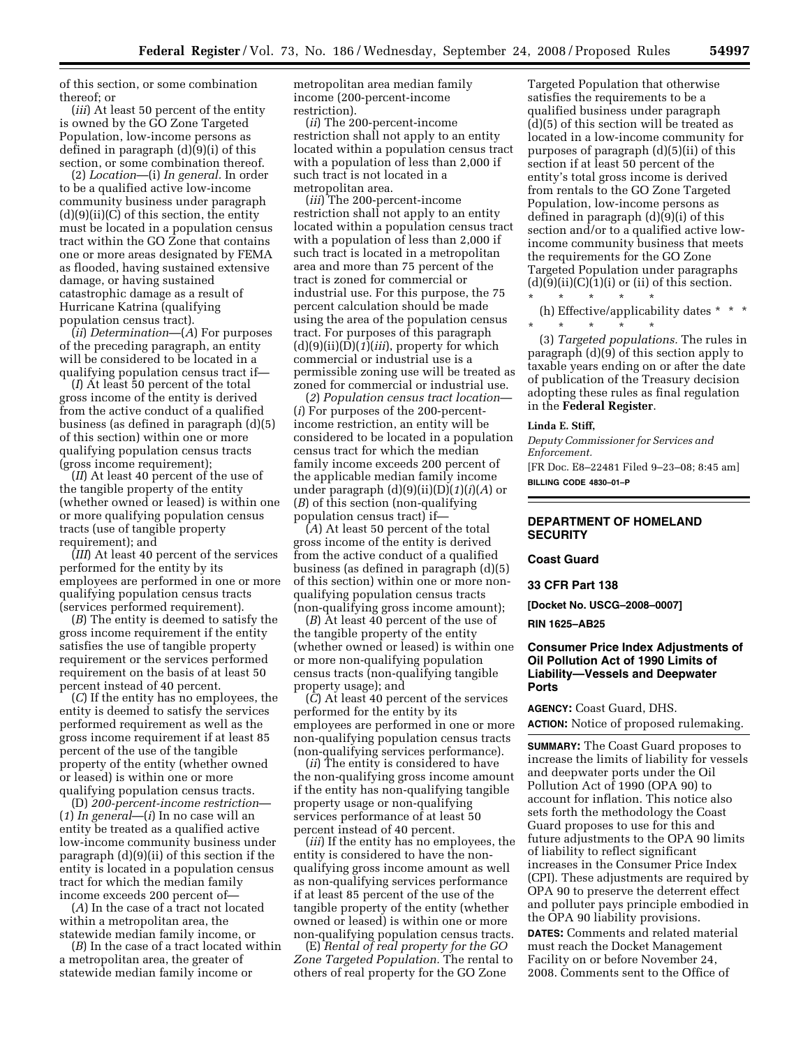of this section, or some combination thereof; or

(*iii*) At least 50 percent of the entity is owned by the GO Zone Targeted Population, low-income persons as defined in paragraph (d)(9)(i) of this section, or some combination thereof.

(2) *Location*—(i) *In general.* In order to be a qualified active low-income community business under paragraph (d)(9)(ii)(C) of this section, the entity must be located in a population census tract within the GO Zone that contains one or more areas designated by FEMA as flooded, having sustained extensive damage, or having sustained catastrophic damage as a result of Hurricane Katrina (qualifying population census tract).

(*ii*) *Determination*—(*A*) For purposes of the preceding paragraph, an entity will be considered to be located in a qualifying population census tract if—

(*I*) At least 50 percent of the total gross income of the entity is derived from the active conduct of a qualified business (as defined in paragraph (d)(5) of this section) within one or more qualifying population census tracts (gross income requirement);

(*II*) At least 40 percent of the use of the tangible property of the entity (whether owned or leased) is within one or more qualifying population census tracts (use of tangible property requirement); and

(*III*) At least 40 percent of the services performed for the entity by its employees are performed in one or more qualifying population census tracts (services performed requirement).

(*B*) The entity is deemed to satisfy the gross income requirement if the entity satisfies the use of tangible property requirement or the services performed requirement on the basis of at least 50 percent instead of 40 percent.

(*C*) If the entity has no employees, the entity is deemed to satisfy the services performed requirement as well as the gross income requirement if at least 85 percent of the use of the tangible property of the entity (whether owned or leased) is within one or more qualifying population census tracts.

(D) *200-percent-income restriction*—(*1*) *In general*—(*i*) In no case will an entity be treated as a qualified active low-income community business under paragraph (d)(9)(ii) of this section if the entity is located in a population census tract for which the median family income exceeds 200 percent of—

(*A*) In the case of a tract not located within a metropolitan area, the statewide median family income, or

(*B*) In the case of a tract located within a metropolitan area, the greater of statewide median family income or metropolitan area median family income (200-percent-income restriction).

(*ii*) The 200-percent-income restriction shall not apply to an entity located within a population census tract with a population of less than 2,000 if such tract is not located in a metropolitan area.

(*iii*) The 200-percent-income restriction shall not apply to an entity located within a population census tract with a population of less than 2,000 if such tract is located in a metropolitan area and more than 75 percent of the tract is zoned for commercial or industrial use. For this purpose, the 75 percent calculation should be made using the area of the population census tract. For purposes of this paragraph (d)(9)(ii)(D)(*1*)(*iii*), property for which commercial or industrial use is a permissible zoning use will be treated as zoned for commercial or industrial use.

(*2*) *Population census tract location*—(*i*) For purposes of the 200-percent-income restriction, an entity will be considered to be located in a population census tract for which the median family income exceeds 200 percent of the applicable median family income under paragraph (d)(9)(ii)(D)(*1*)(*i*)(*A*) or (*B*) of this section (non-qualifying population census tract) if—

(*A*) At least 50 percent of the total gross income of the entity is derived from the active conduct of a qualified business (as defined in paragraph (d)(5) of this section) within one or more non-qualifying population census tracts (non-qualifying gross income amount);

(*B*) At least 40 percent of the use of the tangible property of the entity (whether owned or leased) is within one or more non-qualifying population census tracts (non-qualifying tangible property usage); and

(*C*) At least 40 percent of the services performed for the entity by its employees are performed in one or more non-qualifying population census tracts (non-qualifying services performance).

(*ii*) The entity is considered to have the non-qualifying gross income amount if the entity has non-qualifying tangible property usage or non-qualifying services performance of at least 50 percent instead of 40 percent.

(*iii*) If the entity has no employees, the entity is considered to have the non-qualifying gross income amount as well as non-qualifying services performance if at least 85 percent of the use of the tangible property of the entity (whether owned or leased) is within one or more non-qualifying population census tracts.

(E) *Rental of real property for the GO Zone Targeted Population.* The rental to others of real property for the GO Zone Targeted Population that otherwise satisfies the requirements to be a qualified business under paragraph (d)(5) of this section will be treated as located in a low-income community for purposes of paragraph (d)(5)(ii) of this section if at least 50 percent of the entity's total gross income is derived from rentals to the GO Zone Targeted Population, low-income persons as defined in paragraph (d)(9)(i) of this section and/or to a qualified active low-income community business that meets the requirements for the GO Zone Targeted Population under paragraphs (d)(9)(ii)(C)(1)(i) or (ii) of this section.

\* \* \* \* \*

(h) Effective/applicability dates \* \* \*

\* \* \* \* \*

(3) *Targeted populations.* The rules in paragraph (d)(9) of this section apply to taxable years ending on or after the date of publication of the Treasury decision adopting these rules as final regulation in the **Federal Register**.

**Linda E. Stiff,**

*Deputy Commissioner for Services and Enforcement.*

[FR Doc. E8–22481 Filed 9–23–08; 8:45 am]

**BILLING CODE 4830–01–P**

---

## DEPARTMENT OF HOMELAND SECURITY

### Coast Guard

### 33 CFR Part 138

**[Docket No. USCG–2008–0007]**

**RIN 1625–AB25**

### Consumer Price Index Adjustments of Oil Pollution Act of 1990 Limits of Liability—Vessels and Deepwater Ports

**AGENCY:** Coast Guard, DHS.

**ACTION:** Notice of proposed rulemaking.

**SUMMARY:** The Coast Guard proposes to increase the limits of liability for vessels and deepwater ports under the Oil Pollution Act of 1990 (OPA 90) to account for inflation. This notice also sets forth the methodology the Coast Guard proposes to use for this and future adjustments to the OPA 90 limits of liability to reflect significant increases in the Consumer Price Index (CPI). These adjustments are required by OPA 90 to preserve the deterrent effect and polluter pays principle embodied in the OPA 90 liability provisions.

**DATES:** Comments and related material must reach the Docket Management Facility on or before November 24, 2008. Comments sent to the Office of